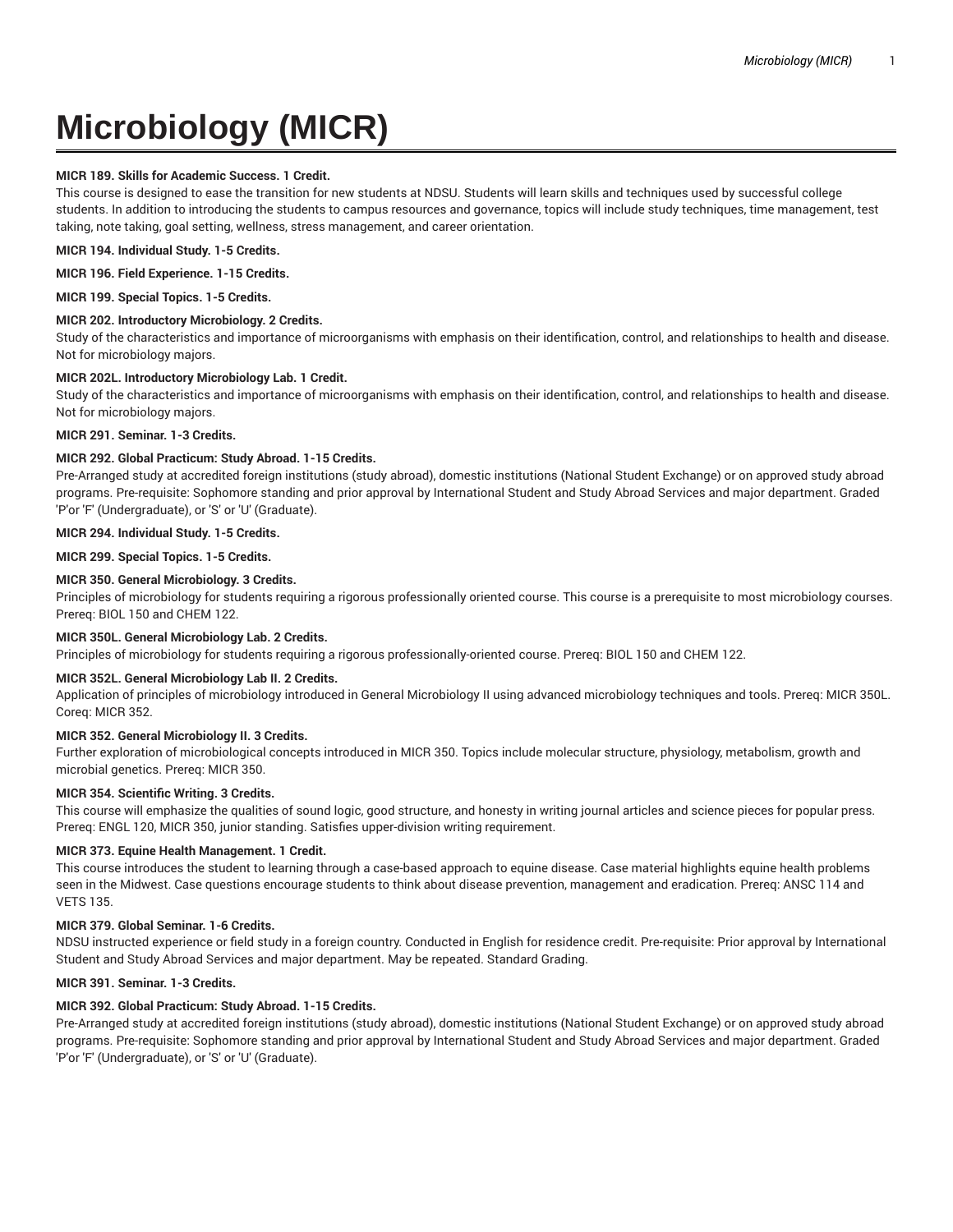# Microbiology (MICR)

**MICR 189. Skills for Academic Success. 1 Credit.**

This course is designed to ease the transition for new students at NDSU. Students will learn skills and techniques used by successful college students. In addition to introducing the students to campus resources and governance, topics will include study techniques, time management, test taking, note taking, goal setting, wellness, stress management, and career orientation.

**MICR 194. Individual Study. 1-5 Credits.**

**MICR 196. Field Experience. 1-15 Credits.**

**MICR 199. Special Topics. 1-5 Credits.**

**MICR 202. Introductory Microbiology. 2 Credits.**

Study of the characteristics and importance of microorganisms with emphasis on their identification, control, and relationships to health and disease. Not for microbiology majors.

**MICR 202L. Introductory Microbiology Lab. 1 Credit.**

Study of the characteristics and importance of microorganisms with emphasis on their identification, control, and relationships to health and disease. Not for microbiology majors.

**MICR 291. Seminar. 1-3 Credits.**

**MICR 292. Global Practicum: Study Abroad. 1-15 Credits.**

Pre-Arranged study at accredited foreign institutions (study abroad), domestic institutions (National Student Exchange) or on approved study abroad programs. Pre-requisite: Sophomore standing and prior approval by International Student and Study Abroad Services and major department. Graded 'P'or 'F' (Undergraduate), or 'S' or 'U' (Graduate).

**MICR 294. Individual Study. 1-5 Credits.**

**MICR 299. Special Topics. 1-5 Credits.**

**MICR 350. General Microbiology. 3 Credits.**

Principles of microbiology for students requiring a rigorous professionally oriented course. This course is a prerequisite to most microbiology courses. Prereq: BIOL 150 and CHEM 122.

**MICR 350L. General Microbiology Lab. 2 Credits.**

Principles of microbiology for students requiring a rigorous professionally-oriented course. Prereq: BIOL 150 and CHEM 122.

**MICR 352L. General Microbiology Lab II. 2 Credits.**

Application of principles of microbiology introduced in General Microbiology II using advanced microbiology techniques and tools. Prereq: MICR 350L. Coreq: MICR 352.

**MICR 352. General Microbiology II. 3 Credits.**

Further exploration of microbiological concepts introduced in MICR 350. Topics include molecular structure, physiology, metabolism, growth and microbial genetics. Prereq: MICR 350.

**MICR 354. Scientific Writing. 3 Credits.**

This course will emphasize the qualities of sound logic, good structure, and honesty in writing journal articles and science pieces for popular press. Prereq: ENGL 120, MICR 350, junior standing. Satisfies upper-division writing requirement.

**MICR 373. Equine Health Management. 1 Credit.**

This course introduces the student to learning through a case-based approach to equine disease. Case material highlights equine health problems seen in the Midwest. Case questions encourage students to think about disease prevention, management and eradication. Prereq: ANSC 114 and VETS 135.

**MICR 379. Global Seminar. 1-6 Credits.**

NDSU instructed experience or field study in a foreign country. Conducted in English for residence credit. Pre-requisite: Prior approval by International Student and Study Abroad Services and major department. May be repeated. Standard Grading.

**MICR 391. Seminar. 1-3 Credits.**

**MICR 392. Global Practicum: Study Abroad. 1-15 Credits.**

Pre-Arranged study at accredited foreign institutions (study abroad), domestic institutions (National Student Exchange) or on approved study abroad programs. Pre-requisite: Sophomore standing and prior approval by International Student and Study Abroad Services and major department. Graded 'P'or 'F' (Undergraduate), or 'S' or 'U' (Graduate).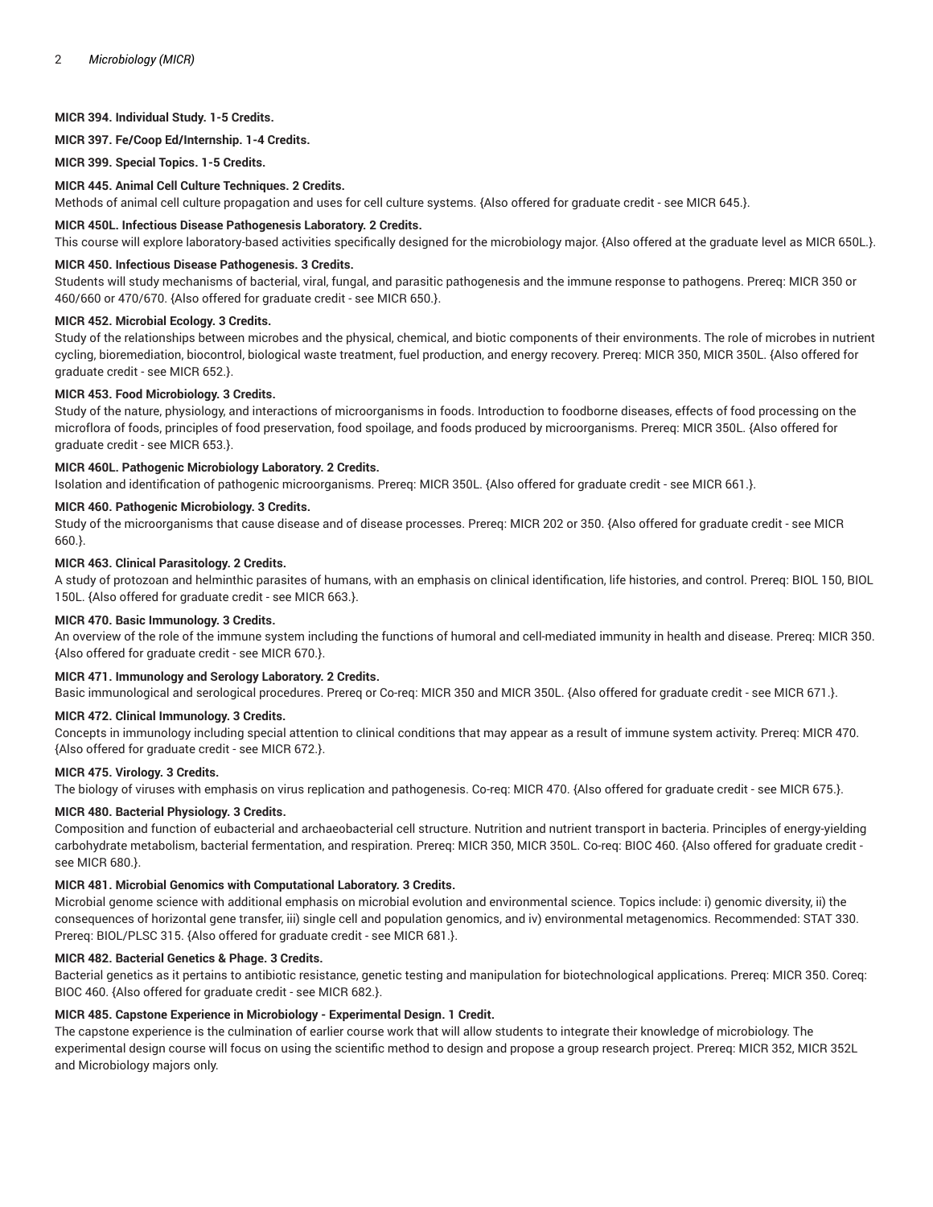**MICR 394. Individual Study. 1-5 Credits.**

**MICR 397. Fe/Coop Ed/Internship. 1-4 Credits.**

**MICR 399. Special Topics. 1-5 Credits.**

**MICR 445. Animal Cell Culture Techniques. 2 Credits.**

Methods of animal cell culture propagation and uses for cell culture systems. {Also offered for graduate credit - see MICR 645.}.

**MICR 450L. Infectious Disease Pathogenesis Laboratory. 2 Credits.**

This course will explore laboratory-based activities specifically designed for the microbiology major. {Also offered at the graduate level as MICR 650L.}.

**MICR 450. Infectious Disease Pathogenesis. 3 Credits.**

Students will study mechanisms of bacterial, viral, fungal, and parasitic pathogenesis and the immune response to pathogens. Prereq: MICR 350 or 460/660 or 470/670. {Also offered for graduate credit - see MICR 650.}.

**MICR 452. Microbial Ecology. 3 Credits.**

Study of the relationships between microbes and the physical, chemical, and biotic components of their environments. The role of microbes in nutrient cycling, bioremediation, biocontrol, biological waste treatment, fuel production, and energy recovery. Prereq: MICR 350, MICR 350L. {Also offered for graduate credit - see MICR 652.}.

**MICR 453. Food Microbiology. 3 Credits.**

Study of the nature, physiology, and interactions of microorganisms in foods. Introduction to foodborne diseases, effects of food processing on the microflora of foods, principles of food preservation, food spoilage, and foods produced by microorganisms. Prereq: MICR 350L. {Also offered for graduate credit - see MICR 653.}.

**MICR 460L. Pathogenic Microbiology Laboratory. 2 Credits.**

Isolation and identification of pathogenic microorganisms. Prereq: MICR 350L. {Also offered for graduate credit - see MICR 661.}.

**MICR 460. Pathogenic Microbiology. 3 Credits.**

Study of the microorganisms that cause disease and of disease processes. Prereq: MICR 202 or 350. {Also offered for graduate credit - see MICR 660.}.

**MICR 463. Clinical Parasitology. 2 Credits.**

A study of protozoan and helminthic parasites of humans, with an emphasis on clinical identification, life histories, and control. Prereq: BIOL 150, BIOL 150L. {Also offered for graduate credit - see MICR 663.}.

**MICR 470. Basic Immunology. 3 Credits.**

An overview of the role of the immune system including the functions of humoral and cell-mediated immunity in health and disease. Prereq: MICR 350. {Also offered for graduate credit - see MICR 670.}.

**MICR 471. Immunology and Serology Laboratory. 2 Credits.**

Basic immunological and serological procedures. Prereq or Co-req: MICR 350 and MICR 350L. {Also offered for graduate credit - see MICR 671.}.

**MICR 472. Clinical Immunology. 3 Credits.**

Concepts in immunology including special attention to clinical conditions that may appear as a result of immune system activity. Prereq: MICR 470. {Also offered for graduate credit - see MICR 672.}.

**MICR 475. Virology. 3 Credits.**

The biology of viruses with emphasis on virus replication and pathogenesis. Co-req: MICR 470. {Also offered for graduate credit - see MICR 675.}.

**MICR 480. Bacterial Physiology. 3 Credits.**

Composition and function of eubacterial and archaeobacterial cell structure. Nutrition and nutrient transport in bacteria. Principles of energy-yielding carbohydrate metabolism, bacterial fermentation, and respiration. Prereq: MICR 350, MICR 350L. Co-req: BIOC 460. {Also offered for graduate credit - see MICR 680.}.

**MICR 481. Microbial Genomics with Computational Laboratory. 3 Credits.**

Microbial genome science with additional emphasis on microbial evolution and environmental science. Topics include: i) genomic diversity, ii) the consequences of horizontal gene transfer, iii) single cell and population genomics, and iv) environmental metagenomics. Recommended: STAT 330. Prereq: BIOL/PLSC 315. {Also offered for graduate credit - see MICR 681.}.

**MICR 482. Bacterial Genetics & Phage. 3 Credits.**

Bacterial genetics as it pertains to antibiotic resistance, genetic testing and manipulation for biotechnological applications. Prereq: MICR 350. Coreq: BIOC 460. {Also offered for graduate credit - see MICR 682.}.

**MICR 485. Capstone Experience in Microbiology - Experimental Design. 1 Credit.**

The capstone experience is the culmination of earlier course work that will allow students to integrate their knowledge of microbiology. The experimental design course will focus on using the scientific method to design and propose a group research project. Prereq: MICR 352, MICR 352L and Microbiology majors only.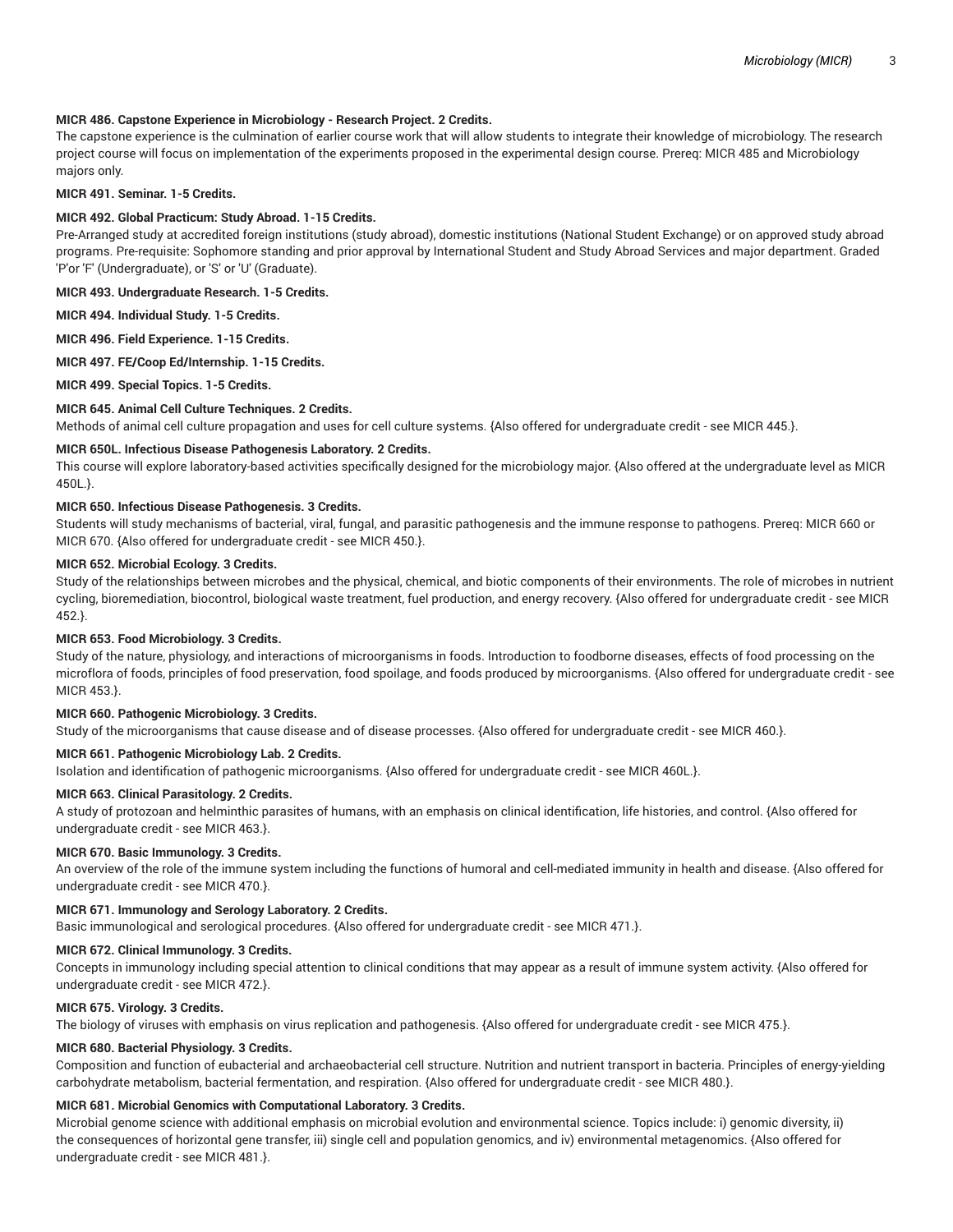**MICR 486. Capstone Experience in Microbiology - Research Project. 2 Credits.**
The capstone experience is the culmination of earlier course work that will allow students to integrate their knowledge of microbiology. The research project course will focus on implementation of the experiments proposed in the experimental design course. Prereq: MICR 485 and Microbiology majors only.

**MICR 491. Seminar. 1-5 Credits.**

**MICR 492. Global Practicum: Study Abroad. 1-15 Credits.**
Pre-Arranged study at accredited foreign institutions (study abroad), domestic institutions (National Student Exchange) or on approved study abroad programs. Pre-requisite: Sophomore standing and prior approval by International Student and Study Abroad Services and major department. Graded 'P'or 'F' (Undergraduate), or 'S' or 'U' (Graduate).

**MICR 493. Undergraduate Research. 1-5 Credits.**

**MICR 494. Individual Study. 1-5 Credits.**

**MICR 496. Field Experience. 1-15 Credits.**

**MICR 497. FE/Coop Ed/Internship. 1-15 Credits.**

**MICR 499. Special Topics. 1-5 Credits.**

**MICR 645. Animal Cell Culture Techniques. 2 Credits.**
Methods of animal cell culture propagation and uses for cell culture systems. {Also offered for undergraduate credit - see MICR 445.}.

**MICR 650L. Infectious Disease Pathogenesis Laboratory. 2 Credits.**
This course will explore laboratory-based activities specifically designed for the microbiology major. {Also offered at the undergraduate level as MICR 450L.}.

**MICR 650. Infectious Disease Pathogenesis. 3 Credits.**
Students will study mechanisms of bacterial, viral, fungal, and parasitic pathogenesis and the immune response to pathogens. Prereq: MICR 660 or MICR 670. {Also offered for undergraduate credit - see MICR 450.}.

**MICR 652. Microbial Ecology. 3 Credits.**
Study of the relationships between microbes and the physical, chemical, and biotic components of their environments. The role of microbes in nutrient cycling, bioremediation, biocontrol, biological waste treatment, fuel production, and energy recovery. {Also offered for undergraduate credit - see MICR 452.}.

**MICR 653. Food Microbiology. 3 Credits.**
Study of the nature, physiology, and interactions of microorganisms in foods. Introduction to foodborne diseases, effects of food processing on the microflora of foods, principles of food preservation, food spoilage, and foods produced by microorganisms. {Also offered for undergraduate credit - see MICR 453.}.

**MICR 660. Pathogenic Microbiology. 3 Credits.**
Study of the microorganisms that cause disease and of disease processes. {Also offered for undergraduate credit - see MICR 460.}.

**MICR 661. Pathogenic Microbiology Lab. 2 Credits.**
Isolation and identification of pathogenic microorganisms. {Also offered for undergraduate credit - see MICR 460L.}.

**MICR 663. Clinical Parasitology. 2 Credits.**
A study of protozoan and helminthic parasites of humans, with an emphasis on clinical identification, life histories, and control. {Also offered for undergraduate credit - see MICR 463.}.

**MICR 670. Basic Immunology. 3 Credits.**
An overview of the role of the immune system including the functions of humoral and cell-mediated immunity in health and disease. {Also offered for undergraduate credit - see MICR 470.}.

**MICR 671. Immunology and Serology Laboratory. 2 Credits.**
Basic immunological and serological procedures. {Also offered for undergraduate credit - see MICR 471.}.

**MICR 672. Clinical Immunology. 3 Credits.**
Concepts in immunology including special attention to clinical conditions that may appear as a result of immune system activity. {Also offered for undergraduate credit - see MICR 472.}.

**MICR 675. Virology. 3 Credits.**
The biology of viruses with emphasis on virus replication and pathogenesis. {Also offered for undergraduate credit - see MICR 475.}.

**MICR 680. Bacterial Physiology. 3 Credits.**
Composition and function of eubacterial and archaeobacterial cell structure. Nutrition and nutrient transport in bacteria. Principles of energy-yielding carbohydrate metabolism, bacterial fermentation, and respiration. {Also offered for undergraduate credit - see MICR 480.}.

**MICR 681. Microbial Genomics with Computational Laboratory. 3 Credits.**
Microbial genome science with additional emphasis on microbial evolution and environmental science. Topics include: i) genomic diversity, ii) the consequences of horizontal gene transfer, iii) single cell and population genomics, and iv) environmental metagenomics. {Also offered for undergraduate credit - see MICR 481.}.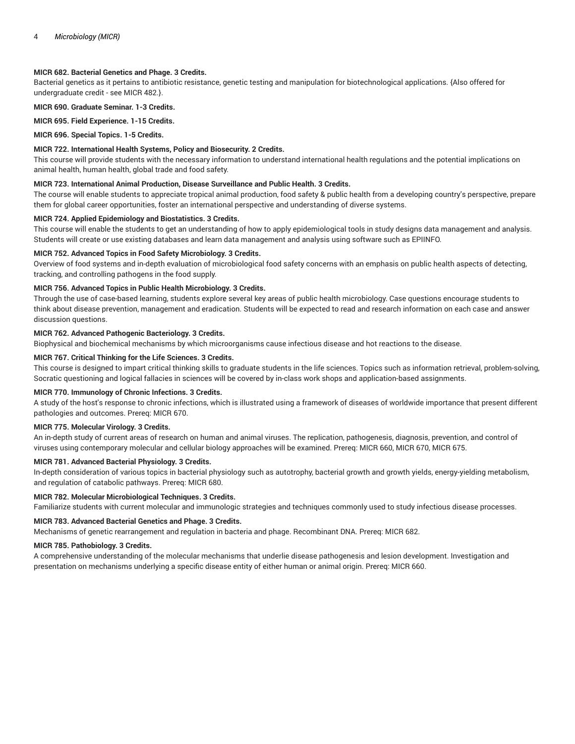**MICR 682. Bacterial Genetics and Phage. 3 Credits.**
Bacterial genetics as it pertains to antibiotic resistance, genetic testing and manipulation for biotechnological applications. {Also offered for undergraduate credit - see MICR 482.}.

**MICR 690. Graduate Seminar. 1-3 Credits.**

**MICR 695. Field Experience. 1-15 Credits.**

**MICR 696. Special Topics. 1-5 Credits.**

**MICR 722. International Health Systems, Policy and Biosecurity. 2 Credits.**
This course will provide students with the necessary information to understand international health regulations and the potential implications on animal health, human health, global trade and food safety.

**MICR 723. International Animal Production, Disease Surveillance and Public Health. 3 Credits.**
The course will enable students to appreciate tropical animal production, food safety & public health from a developing country's perspective, prepare them for global career opportunities, foster an international perspective and understanding of diverse systems.

**MICR 724. Applied Epidemiology and Biostatistics. 3 Credits.**
This course will enable the students to get an understanding of how to apply epidemiological tools in study designs data management and analysis. Students will create or use existing databases and learn data management and analysis using software such as EPIINFO.

**MICR 752. Advanced Topics in Food Safety Microbiology. 3 Credits.**
Overview of food systems and in-depth evaluation of microbiological food safety concerns with an emphasis on public health aspects of detecting, tracking, and controlling pathogens in the food supply.

**MICR 756. Advanced Topics in Public Health Microbiology. 3 Credits.**
Through the use of case-based learning, students explore several key areas of public health microbiology. Case questions encourage students to think about disease prevention, management and eradication. Students will be expected to read and research information on each case and answer discussion questions.

**MICR 762. Advanced Pathogenic Bacteriology. 3 Credits.**
Biophysical and biochemical mechanisms by which microorganisms cause infectious disease and hot reactions to the disease.

**MICR 767. Critical Thinking for the Life Sciences. 3 Credits.**
This course is designed to impart critical thinking skills to graduate students in the life sciences. Topics such as information retrieval, problem-solving, Socratic questioning and logical fallacies in sciences will be covered by in-class work shops and application-based assignments.

**MICR 770. Immunology of Chronic Infections. 3 Credits.**
A study of the host's response to chronic infections, which is illustrated using a framework of diseases of worldwide importance that present different pathologies and outcomes. Prereq: MICR 670.

**MICR 775. Molecular Virology. 3 Credits.**
An in-depth study of current areas of research on human and animal viruses. The replication, pathogenesis, diagnosis, prevention, and control of viruses using contemporary molecular and cellular biology approaches will be examined. Prereq: MICR 660, MICR 670, MICR 675.

**MICR 781. Advanced Bacterial Physiology. 3 Credits.**
In-depth consideration of various topics in bacterial physiology such as autotrophy, bacterial growth and growth yields, energy-yielding metabolism, and regulation of catabolic pathways. Prereq: MICR 680.

**MICR 782. Molecular Microbiological Techniques. 3 Credits.**
Familiarize students with current molecular and immunologic strategies and techniques commonly used to study infectious disease processes.

**MICR 783. Advanced Bacterial Genetics and Phage. 3 Credits.**
Mechanisms of genetic rearrangement and regulation in bacteria and phage. Recombinant DNA. Prereq: MICR 682.

**MICR 785. Pathobiology. 3 Credits.**
A comprehensive understanding of the molecular mechanisms that underlie disease pathogenesis and lesion development. Investigation and presentation on mechanisms underlying a specific disease entity of either human or animal origin. Prereq: MICR 660.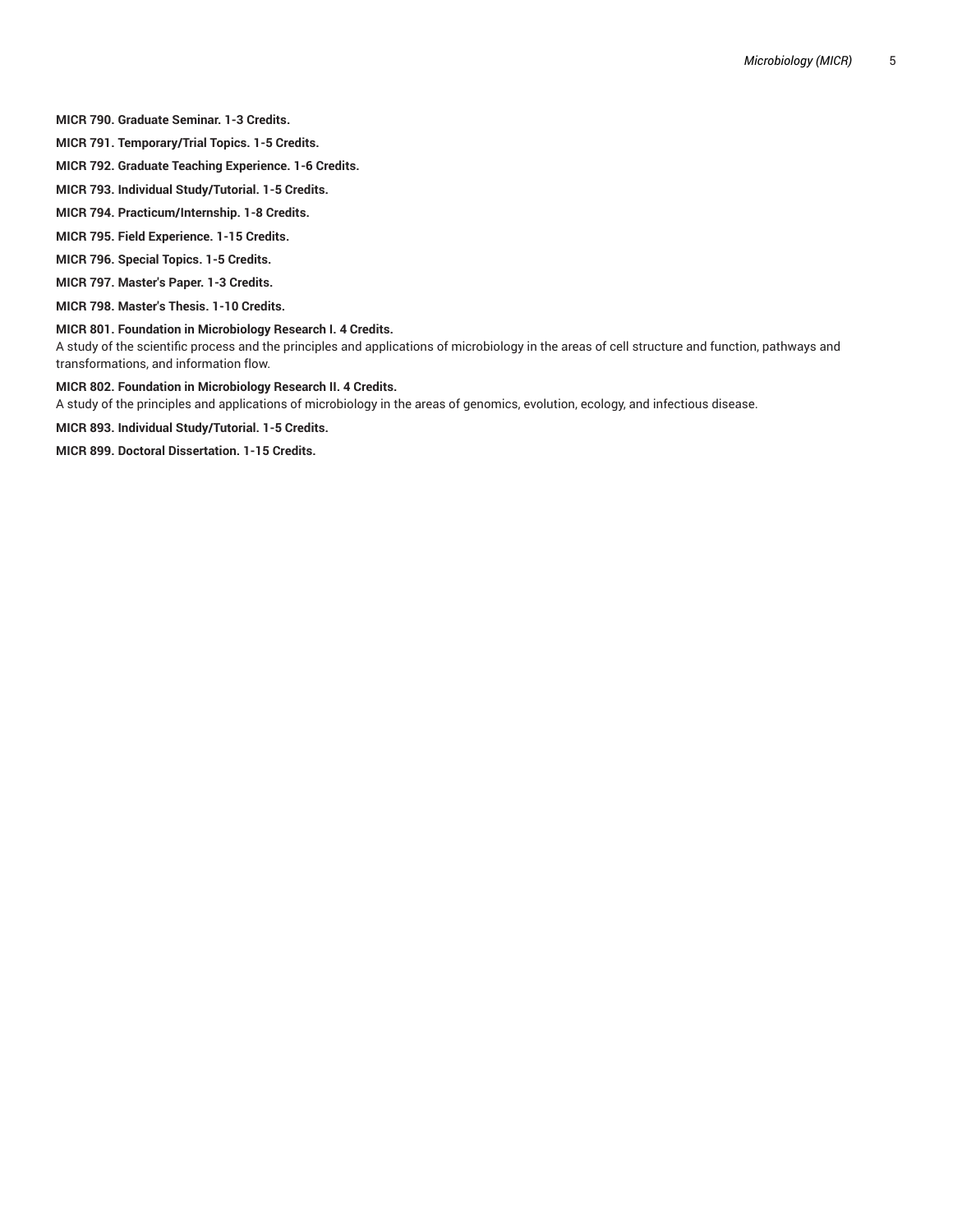**MICR 790. Graduate Seminar. 1-3 Credits.**

**MICR 791. Temporary/Trial Topics. 1-5 Credits.**

**MICR 792. Graduate Teaching Experience. 1-6 Credits.**

**MICR 793. Individual Study/Tutorial. 1-5 Credits.**

**MICR 794. Practicum/Internship. 1-8 Credits.**

**MICR 795. Field Experience. 1-15 Credits.**

**MICR 796. Special Topics. 1-5 Credits.**

**MICR 797. Master's Paper. 1-3 Credits.**

**MICR 798. Master's Thesis. 1-10 Credits.**

**MICR 801. Foundation in Microbiology Research I. 4 Credits.**
A study of the scientific process and the principles and applications of microbiology in the areas of cell structure and function, pathways and transformations, and information flow.

**MICR 802. Foundation in Microbiology Research II. 4 Credits.**
A study of the principles and applications of microbiology in the areas of genomics, evolution, ecology, and infectious disease.

**MICR 893. Individual Study/Tutorial. 1-5 Credits.**

**MICR 899. Doctoral Dissertation. 1-15 Credits.**